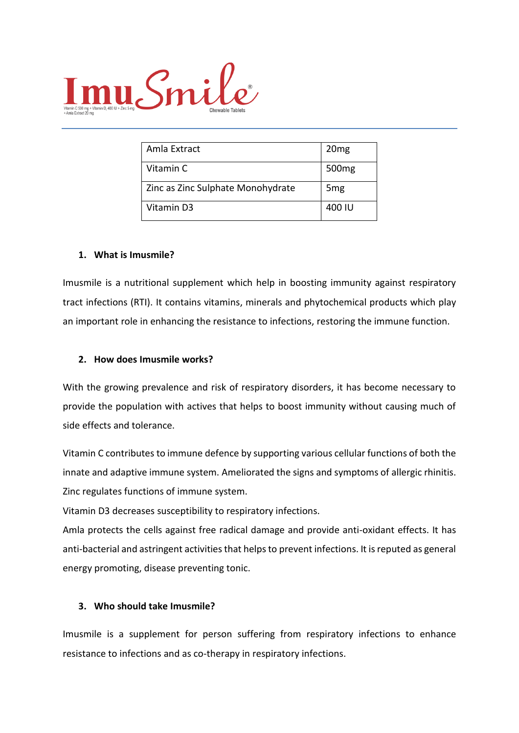# ImuSmile®

Vitamin C 500 mg + Vitamin D3 400 IU + Zinc 5 mg + Amla Extract 20 mg

Chewable Tablets

| Amla Extract | 20mg |
| --- | --- |
| Vitamin C | 500mg |
| Zinc as Zinc Sulphate Monohydrate | 5mg |
| Vitamin D3 | 400 IU |

## 1. What is Imusmile?

Imusmile is a nutritional supplement which help in boosting immunity against respiratory tract infections (RTI). It contains vitamins, minerals and phytochemical products which play an important role in enhancing the resistance to infections, restoring the immune function.

## 2. How does Imusmile works?

With the growing prevalence and risk of respiratory disorders, it has become necessary to provide the population with actives that helps to boost immunity without causing much of side effects and tolerance.

Vitamin C contributes to immune defence by supporting various cellular functions of both the innate and adaptive immune system. Ameliorated the signs and symptoms of allergic rhinitis.
Zinc regulates functions of immune system.
Vitamin D3 decreases susceptibility to respiratory infections.
Amla protects the cells against free radical damage and provide anti-oxidant effects. It has anti-bacterial and astringent activities that helps to prevent infections. It is reputed as general energy promoting, disease preventing tonic.

## 3. Who should take Imusmile?

Imusmile is a supplement for person suffering from respiratory infections to enhance resistance to infections and as co-therapy in respiratory infections.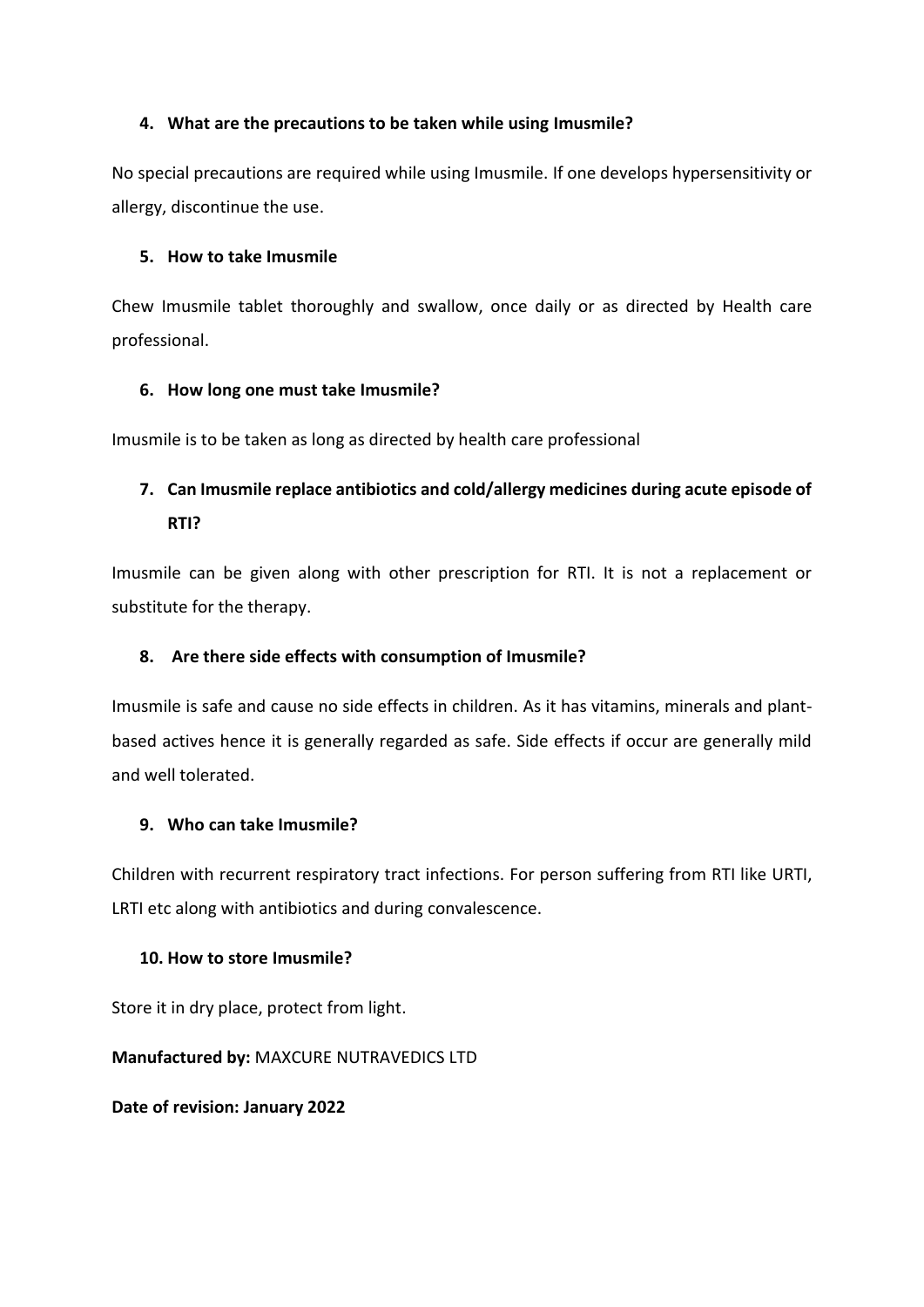### 4. What are the precautions to be taken while using Imusmile?

No special precautions are required while using Imusmile. If one develops hypersensitivity or allergy, discontinue the use.

### 5. How to take Imusmile

Chew Imusmile tablet thoroughly and swallow, once daily or as directed by Health care professional.

### 6. How long one must take Imusmile?

Imusmile is to be taken as long as directed by health care professional

### 7. Can Imusmile replace antibiotics and cold/allergy medicines during acute episode of RTI?

Imusmile can be given along with other prescription for RTI. It is not a replacement or substitute for the therapy.

### 8. Are there side effects with consumption of Imusmile?

Imusmile is safe and cause no side effects in children. As it has vitamins, minerals and plant-based actives hence it is generally regarded as safe. Side effects if occur are generally mild and well tolerated.

### 9. Who can take Imusmile?

Children with recurrent respiratory tract infections. For person suffering from RTI like URTI, LRTI etc along with antibiotics and during convalescence.

### 10. How to store Imusmile?

Store it in dry place, protect from light.

**Manufactured by:** MAXCURE NUTRAVEDICS LTD

**Date of revision: January 2022**